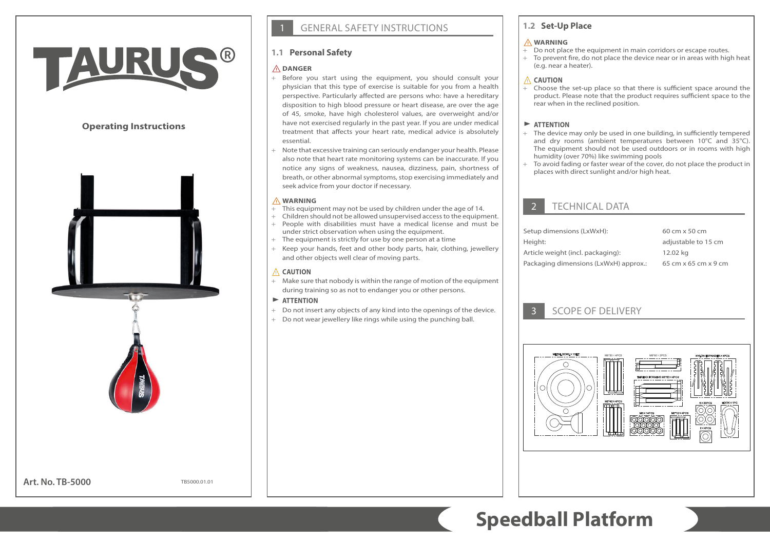# TAURUS®

**Operating Instructions**

**Art. No. TB-5000**

TB5000.01.01

## 1 GENERAL SAFETY INSTRUCTIONS

### 1.1 Personal Safety

**⚠ DANGER**

- Before you start using the equipment, you should consult your physician that this type of exercise is suitable for you from a health perspective. Particularly affected are persons who: have a hereditary disposition to high blood pressure or heart disease, are over the age of 45, smoke, have high cholesterol values, are overweight and/or have not exercised regularly in the past year. If you are under medical treatment that affects your heart rate, medical advice is absolutely essential.
- Note that excessive training can seriously endanger your health. Please also note that heart rate monitoring systems can be inaccurate. If you notice any signs of weakness, nausea, dizziness, pain, shortness of breath, or other abnormal symptoms, stop exercising immediately and seek advice from your doctor if necessary.

**⚠ WARNING**

- This equipment may not be used by children under the age of 14.
- Children should not be allowed unsupervised access to the equipment.
- People with disabilities must have a medical license and must be under strict observation when using the equipment.
- The equipment is strictly for use by one person at a time
- Keep your hands, feet and other body parts, hair, clothing, jewellery and other objects well clear of moving parts.

**⚠ CAUTION**

- Make sure that nobody is within the range of motion of the equipment during training so as not to endanger you or other persons.

**► ATTENTION**

- Do not insert any objects of any kind into the openings of the device.
- Do not wear jewellery like rings while using the punching ball.

### 1.2 Set-Up Place

**⚠ WARNING**

- Do not place the equipment in main corridors or escape routes.
- To prevent fire, do not place the device near or in areas with high heat (e.g. near a heater).

**⚠ CAUTION**

- Choose the set-up place so that there is sufficient space around the product. Please note that the product requires sufficient space to the rear when in the reclined position.

**► ATTENTION**

- The device may only be used in one building, in sufficiently tempered and dry rooms (ambient temperatures between 10°C and 35°C). The equipment should not be used outdoors or in rooms with high humidity (over 70%) like swimming pools
- To avoid fading or faster wear of the cover, do not place the product in places with direct sunlight and/or high heat.

## 2 TECHNICAL DATA

| | |
|---|---|
| Setup dimensions (LxWxH): | 60 cm x 50 cm |
| Height: | adjustable to 15 cm |
| Article weight (incl. packaging): | 12.02 kg |
| Packaging dimensions (LxWxH) approx.: | 65 cm x 65 cm x 9 cm |

## 3 SCOPE OF DELIVERY

METAL BOWL X 1SET · M8*50 X 4PCS · M8*60 X 2PCS · NYLON EXPANDER X 4PCS · THREAD FORMING M8*80 X 4PCS · M8*40 X 4PCS · M8 X 14PCS · M8*70 X 4PCS · 8 X 20PCS · HOOK X 1PC · 8 X 4PCS

# Speedball Platform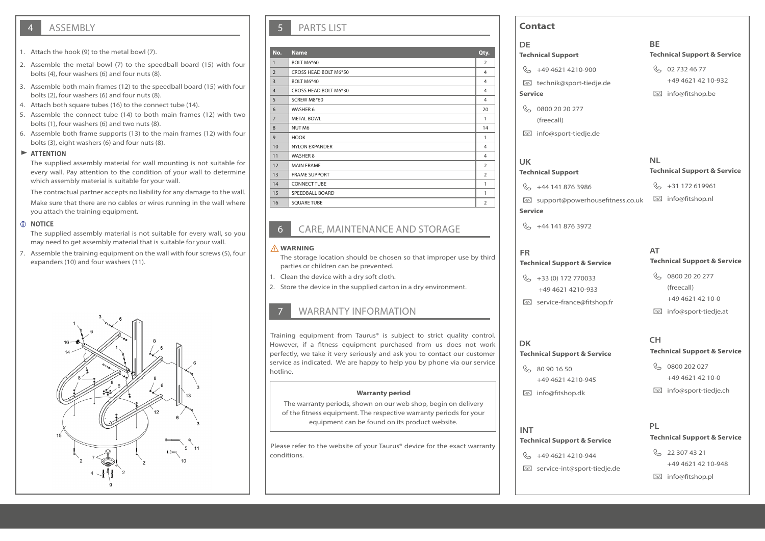## 4 ASSEMBLY

1. Attach the hook (9) to the metal bowl (7).
2. Assemble the metal bowl (7) to the speedball board (15) with four bolts (4), four washers (6) and four nuts (8).
3. Assemble both main frames (12) to the speedball board (15) with four bolts (2), four washers (6) and four nuts (8).
4. Attach both square tubes (16) to the connect tube (14).
5. Assemble the connect tube (14) to both main frames (12) with two bolts (1), four washers (6) and two nuts (8).
6. Assemble both frame supports (13) to the main frames (12) with four bolts (3), eight washers (6) and four nuts (8).

► **ATTENTION**

The supplied assembly material for wall mounting is not suitable for every wall. Pay attention to the condition of your wall to determine which assembly material is suitable for your wall.

The contractual partner accepts no liability for any damage to the wall.

Make sure that there are no cables or wires running in the wall where you attach the training equipment.

ⓘ **NOTICE**

The supplied assembly material is not suitable for every wall, so you may need to get assembly material that is suitable for your wall.

7. Assemble the training equipment on the wall with four screws (5), four expanders (10) and four washers (11).

## 5 PARTS LIST

| No. | Name | Qty. |
|---|---|---|
| 1 | BOLT M6*60 | 2 |
| 2 | CROSS HEAD BOLT M6*50 | 4 |
| 3 | BOLT M6*40 | 4 |
| 4 | CROSS HEAD BOLT M6*30 | 4 |
| 5 | SCREW M8*60 | 4 |
| 6 | WASHER 6 | 20 |
| 7 | METAL BOWL | 1 |
| 8 | NUT M6 | 14 |
| 9 | HOOK | 1 |
| 10 | NYLON EXPANDER | 4 |
| 11 | WASHER 8 | 4 |
| 12 | MAIN FRAME | 2 |
| 13 | FRAME SUPPORT | 2 |
| 14 | CONNECT TUBE | 1 |
| 15 | SPEEDBALL BOARD | 1 |
| 16 | SQUARE TUBE | 2 |

## 6 CARE, MAINTENANCE AND STORAGE

⚠ **WARNING**

The storage location should be chosen so that improper use by third parties or children can be prevented.

1. Clean the device with a dry soft cloth.
2. Store the device in the supplied carton in a dry environment.

## 7 WARRANTY INFORMATION

Training equipment from Taurus® is subject to strict quality control. However, if a fitness equipment purchased from us does not work perfectly, we take it very seriously and ask you to contact our customer service as indicated. We are happy to help you by phone via our service hotline.

**Warranty period**

The warranty periods, shown on our web shop, begin on delivery of the fitness equipment. The respective warranty periods for your equipment can be found on its product website.

Please refer to the website of your Taurus® device for the exact warranty conditions.

## Contact

**DE**

**Technical Support**

+49 4621 4210-900

technik@sport-tiedje.de

**Service**

0800 20 20 277 (freecall)

info@sport-tiedje.de

**BE**

**Technical Support & Service**

02 732 46 77
+49 4621 42 10-932

info@fitshop.be

**UK**

**Technical Support**

+44 141 876 3986

support@powerhousefitness.co.uk

**Service**

+44 141 876 3972

**NL**

**Technical Support & Service**

+31 172 619961

info@fitshop.nl

**FR**

**Technical Support & Service**

+33 (0) 172 770033
+49 4621 4210-933

service-france@fitshop.fr

**AT**

**Technical Support & Service**

0800 20 20 277 (freecall)
+49 4621 42 10-0

info@sport-tiedje.at

**DK**

**Technical Support & Service**

80 90 16 50
+49 4621 4210-945

info@fitshop.dk

**CH**

**Technical Support & Service**

0800 202 027
+49 4621 42 10-0

info@sport-tiedje.ch

**INT**

**Technical Support & Service**

+49 4621 4210-944

service-int@sport-tiedje.de

**PL**

**Technical Support & Service**

22 307 43 21
+49 4621 42 10-948

info@fitshop.pl